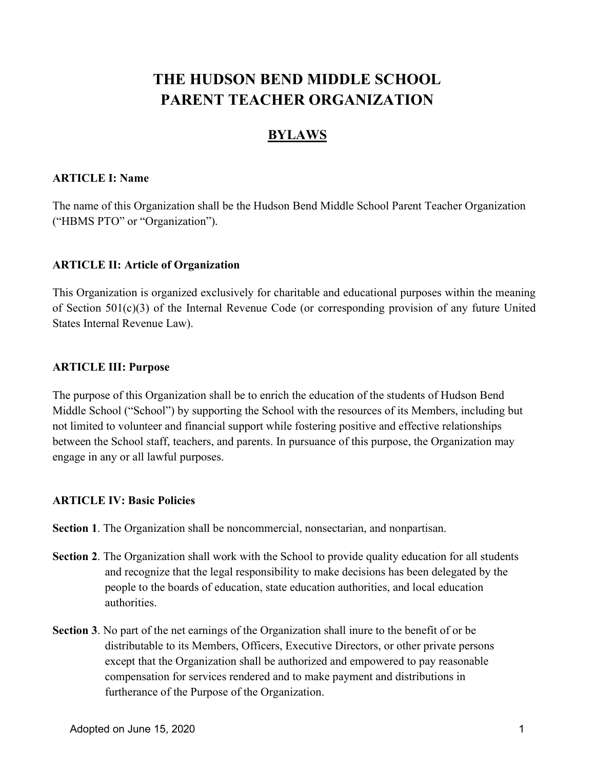# THE HUDSON BEND MIDDLE SCHOOL PARENT TEACHER ORGANIZATION

## BYLAWS

### ARTICLE I: Name

The name of this Organization shall be the Hudson Bend Middle School Parent Teacher Organization ("HBMS PTO" or "Organization").

### ARTICLE II: Article of Organization

This Organization is organized exclusively for charitable and educational purposes within the meaning of Section 501(c)(3) of the Internal Revenue Code (or corresponding provision of any future United States Internal Revenue Law).

### ARTICLE III: Purpose

The purpose of this Organization shall be to enrich the education of the students of Hudson Bend Middle School ("School") by supporting the School with the resources of its Members, including but not limited to volunteer and financial support while fostering positive and effective relationships between the School staff, teachers, and parents. In pursuance of this purpose, the Organization may engage in any or all lawful purposes.

### ARTICLE IV: Basic Policies

**Section 1**. The Organization shall be noncommercial, nonsectarian, and nonpartisan.

**Section 2**. The Organization shall work with the School to provide quality education for all students and recognize that the legal responsibility to make decisions has been delegated by the people to the boards of education, state education authorities, and local education authorities.

**Section 3**. No part of the net earnings of the Organization shall inure to the benefit of or be distributable to its Members, Officers, Executive Directors, or other private persons except that the Organization shall be authorized and empowered to pay reasonable compensation for services rendered and to make payment and distributions in furtherance of the Purpose of the Organization.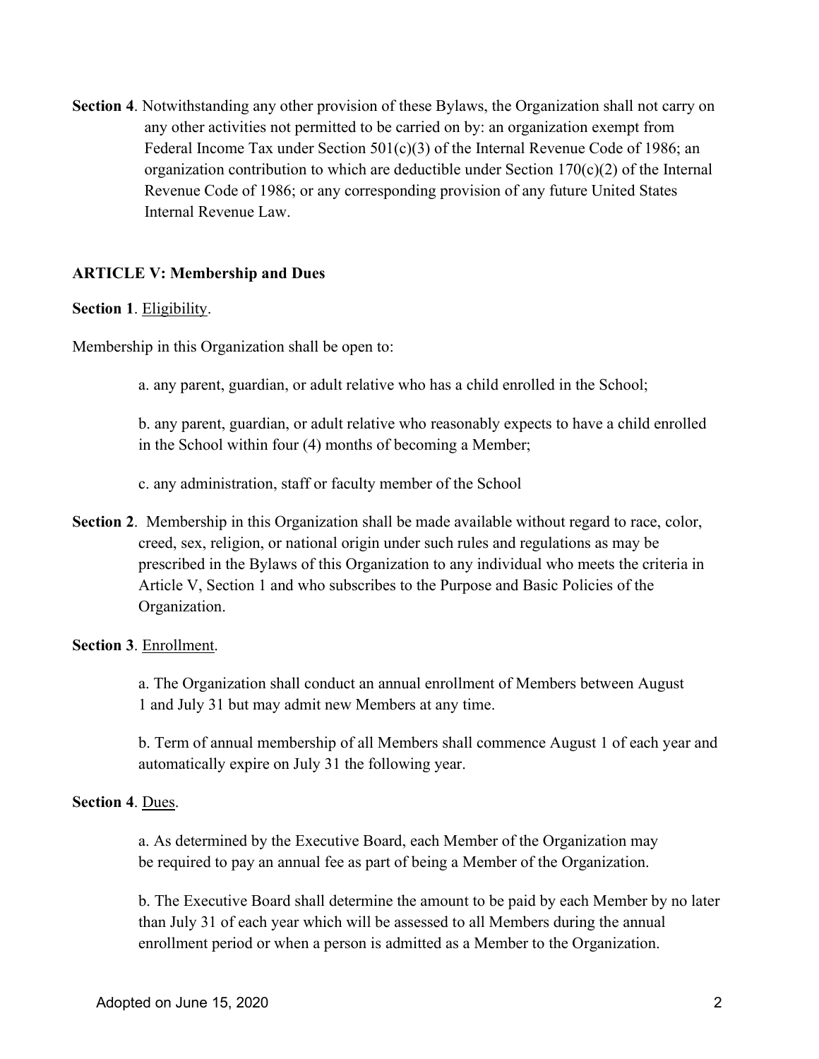**Section 4**. Notwithstanding any other provision of these Bylaws, the Organization shall not carry on any other activities not permitted to be carried on by: an organization exempt from Federal Income Tax under Section 501(c)(3) of the Internal Revenue Code of 1986; an organization contribution to which are deductible under Section 170(c)(2) of the Internal Revenue Code of 1986; or any corresponding provision of any future United States Internal Revenue Law.

## ARTICLE V: Membership and Dues

**Section 1**. Eligibility.

Membership in this Organization shall be open to:

a. any parent, guardian, or adult relative who has a child enrolled in the School;

b. any parent, guardian, or adult relative who reasonably expects to have a child enrolled in the School within four (4) months of becoming a Member;

c. any administration, staff or faculty member of the School

**Section 2**. Membership in this Organization shall be made available without regard to race, color, creed, sex, religion, or national origin under such rules and regulations as may be prescribed in the Bylaws of this Organization to any individual who meets the criteria in Article V, Section 1 and who subscribes to the Purpose and Basic Policies of the Organization.

**Section 3**. Enrollment.

a. The Organization shall conduct an annual enrollment of Members between August 1 and July 31 but may admit new Members at any time.

b. Term of annual membership of all Members shall commence August 1 of each year and automatically expire on July 31 the following year.

**Section 4**. Dues.

a. As determined by the Executive Board, each Member of the Organization may be required to pay an annual fee as part of being a Member of the Organization.

b. The Executive Board shall determine the amount to be paid by each Member by no later than July 31 of each year which will be assessed to all Members during the annual enrollment period or when a person is admitted as a Member to the Organization.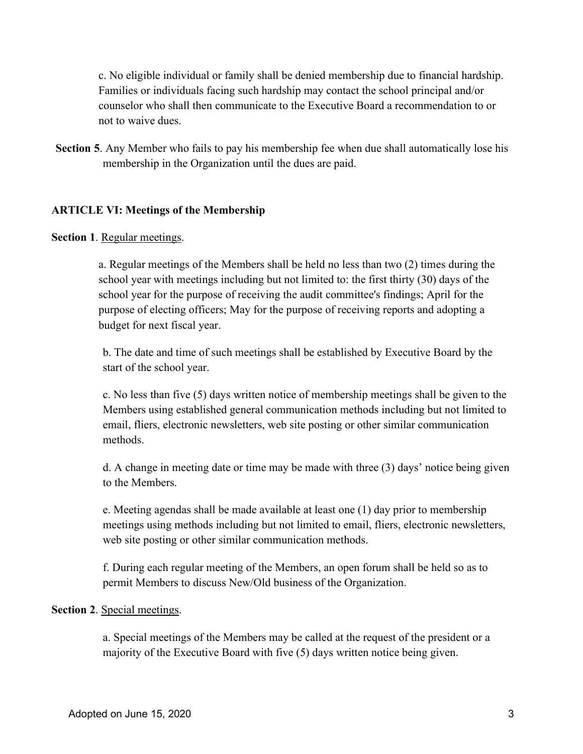c. No eligible individual or family shall be denied membership due to financial hardship. Families or individuals facing such hardship may contact the school principal and/or counselor who shall then communicate to the Executive Board a recommendation to or not to waive dues.

**Section 5**. Any Member who fails to pay his membership fee when due shall automatically lose his membership in the Organization until the dues are paid.

## ARTICLE VI: Meetings of the Membership

**Section 1**. Regular meetings.

a. Regular meetings of the Members shall be held no less than two (2) times during the school year with meetings including but not limited to: the first thirty (30) days of the school year for the purpose of receiving the audit committee's findings; April for the purpose of electing officers; May for the purpose of receiving reports and adopting a budget for next fiscal year.

b. The date and time of such meetings shall be established by Executive Board by the start of the school year.

c. No less than five (5) days written notice of membership meetings shall be given to the Members using established general communication methods including but not limited to email, fliers, electronic newsletters, web site posting or other similar communication methods.

d. A change in meeting date or time may be made with three (3) days' notice being given to the Members.

e. Meeting agendas shall be made available at least one (1) day prior to membership meetings using methods including but not limited to email, fliers, electronic newsletters, web site posting or other similar communication methods.

f. During each regular meeting of the Members, an open forum shall be held so as to permit Members to discuss New/Old business of the Organization.

**Section 2**. Special meetings.

a. Special meetings of the Members may be called at the request of the president or a majority of the Executive Board with five (5) days written notice being given.

Adopted on June 15, 2020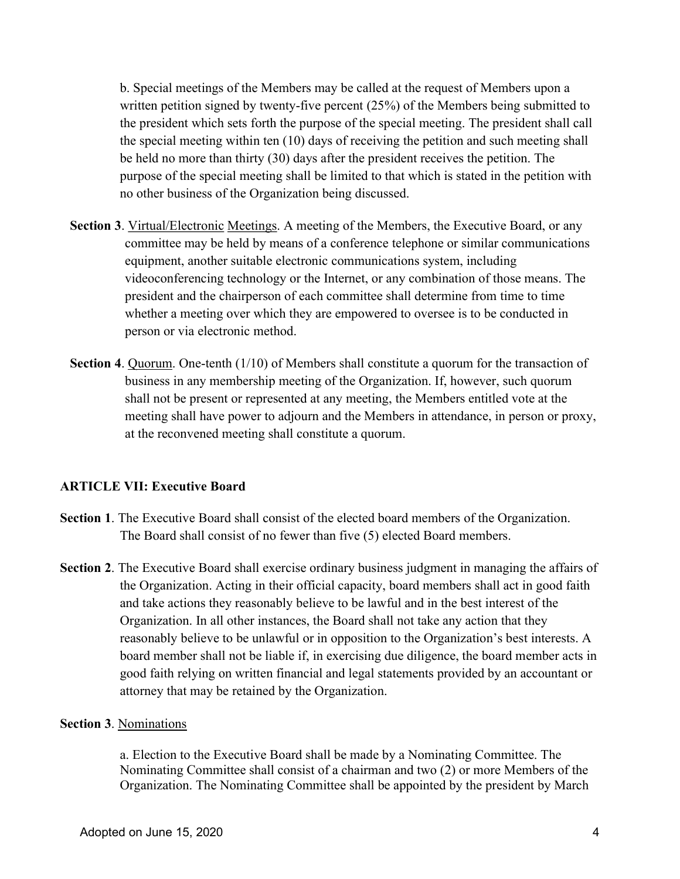b. Special meetings of the Members may be called at the request of Members upon a written petition signed by twenty-five percent (25%) of the Members being submitted to the president which sets forth the purpose of the special meeting. The president shall call the special meeting within ten (10) days of receiving the petition and such meeting shall be held no more than thirty (30) days after the president receives the petition. The purpose of the special meeting shall be limited to that which is stated in the petition with no other business of the Organization being discussed.

**Section 3**. Virtual/Electronic Meetings. A meeting of the Members, the Executive Board, or any committee may be held by means of a conference telephone or similar communications equipment, another suitable electronic communications system, including videoconferencing technology or the Internet, or any combination of those means. The president and the chairperson of each committee shall determine from time to time whether a meeting over which they are empowered to oversee is to be conducted in person or via electronic method.

**Section 4**. Quorum. One-tenth (1/10) of Members shall constitute a quorum for the transaction of business in any membership meeting of the Organization. If, however, such quorum shall not be present or represented at any meeting, the Members entitled vote at the meeting shall have power to adjourn and the Members in attendance, in person or proxy, at the reconvened meeting shall constitute a quorum.

## ARTICLE VII: Executive Board

**Section 1**. The Executive Board shall consist of the elected board members of the Organization. The Board shall consist of no fewer than five (5) elected Board members.

**Section 2**. The Executive Board shall exercise ordinary business judgment in managing the affairs of the Organization. Acting in their official capacity, board members shall act in good faith and take actions they reasonably believe to be lawful and in the best interest of the Organization. In all other instances, the Board shall not take any action that they reasonably believe to be unlawful or in opposition to the Organization's best interests. A board member shall not be liable if, in exercising due diligence, the board member acts in good faith relying on written financial and legal statements provided by an accountant or attorney that may be retained by the Organization.

**Section 3**. Nominations

a. Election to the Executive Board shall be made by a Nominating Committee. The Nominating Committee shall consist of a chairman and two (2) or more Members of the Organization. The Nominating Committee shall be appointed by the president by March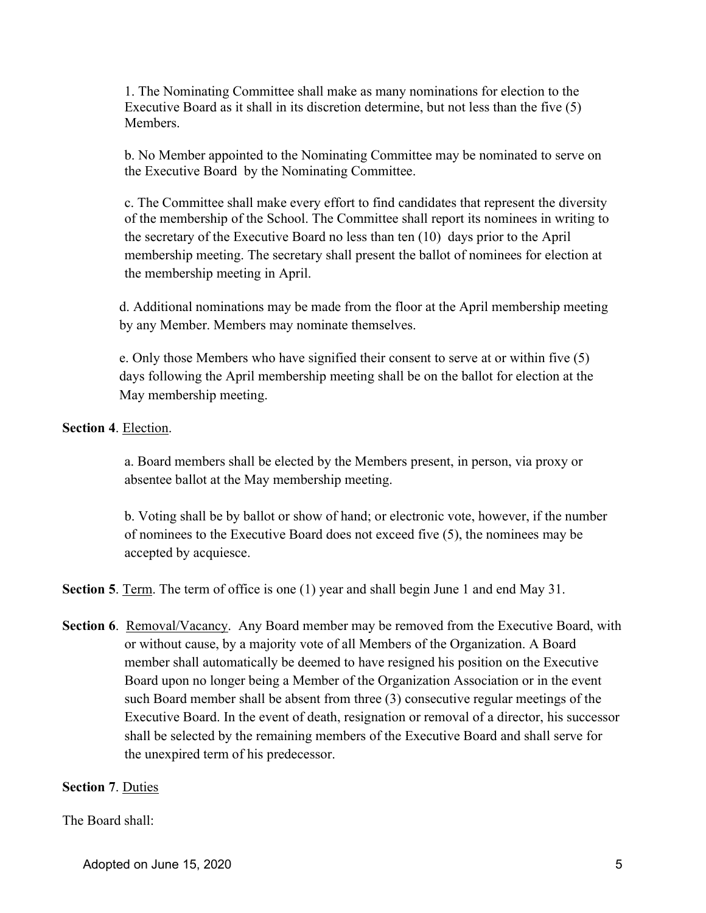1. The Nominating Committee shall make as many nominations for election to the Executive Board as it shall in its discretion determine, but not less than the five (5) Members.

b. No Member appointed to the Nominating Committee may be nominated to serve on the Executive Board by the Nominating Committee.

c. The Committee shall make every effort to find candidates that represent the diversity of the membership of the School. The Committee shall report its nominees in writing to the secretary of the Executive Board no less than ten (10) days prior to the April membership meeting. The secretary shall present the ballot of nominees for election at the membership meeting in April.

d. Additional nominations may be made from the floor at the April membership meeting by any Member. Members may nominate themselves.

e. Only those Members who have signified their consent to serve at or within five (5) days following the April membership meeting shall be on the ballot for election at the May membership meeting.

**Section 4**. Election.

a. Board members shall be elected by the Members present, in person, via proxy or absentee ballot at the May membership meeting.

b. Voting shall be by ballot or show of hand; or electronic vote, however, if the number of nominees to the Executive Board does not exceed five (5), the nominees may be accepted by acquiesce.

**Section 5**. Term. The term of office is one (1) year and shall begin June 1 and end May 31.

**Section 6**. Removal/Vacancy. Any Board member may be removed from the Executive Board, with or without cause, by a majority vote of all Members of the Organization. A Board member shall automatically be deemed to have resigned his position on the Executive Board upon no longer being a Member of the Organization Association or in the event such Board member shall be absent from three (3) consecutive regular meetings of the Executive Board. In the event of death, resignation or removal of a director, his successor shall be selected by the remaining members of the Executive Board and shall serve for the unexpired term of his predecessor.

**Section 7**. Duties

The Board shall: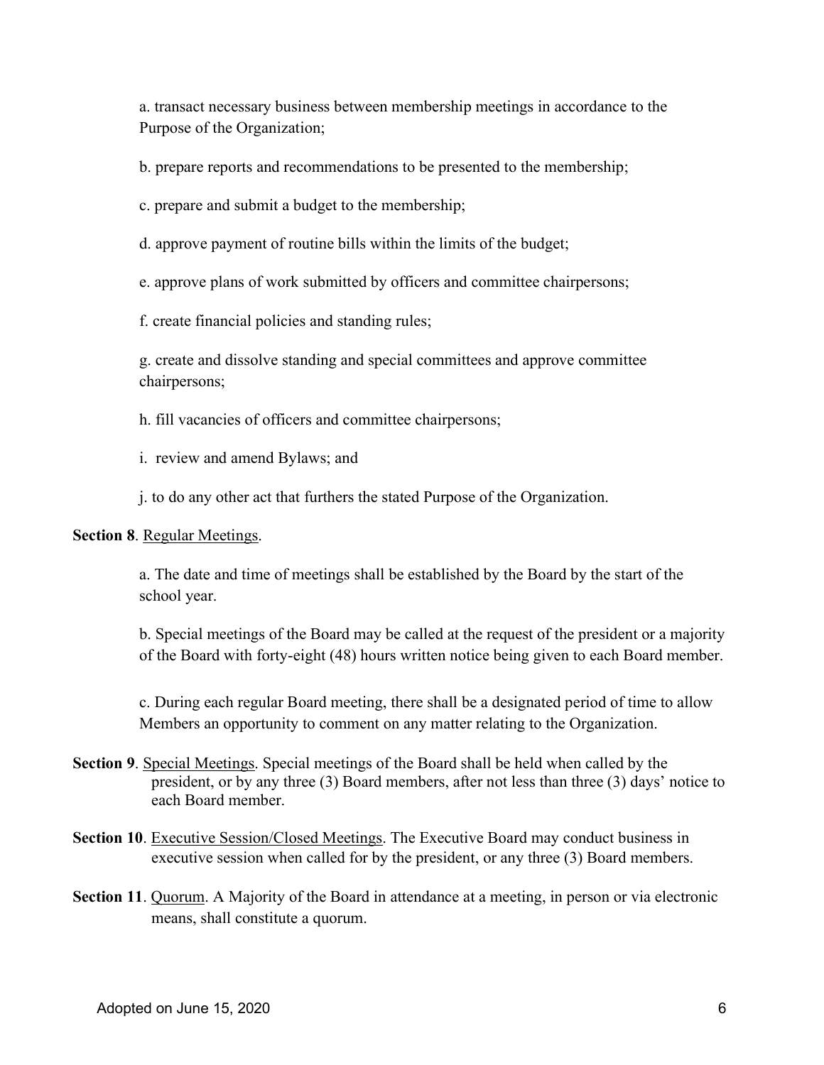a. transact necessary business between membership meetings in accordance to the Purpose of the Organization;

b. prepare reports and recommendations to be presented to the membership;

c. prepare and submit a budget to the membership;

d. approve payment of routine bills within the limits of the budget;

e. approve plans of work submitted by officers and committee chairpersons;

f. create financial policies and standing rules;

g. create and dissolve standing and special committees and approve committee chairpersons;

h. fill vacancies of officers and committee chairpersons;

i. review and amend Bylaws; and

j. to do any other act that furthers the stated Purpose of the Organization.

**Section 8**. <u>Regular Meetings</u>.

a. The date and time of meetings shall be established by the Board by the start of the school year.

b. Special meetings of the Board may be called at the request of the president or a majority of the Board with forty-eight (48) hours written notice being given to each Board member.

c. During each regular Board meeting, there shall be a designated period of time to allow Members an opportunity to comment on any matter relating to the Organization.

**Section 9**. <u>Special Meetings</u>. Special meetings of the Board shall be held when called by the president, or by any three (3) Board members, after not less than three (3) days' notice to each Board member.

**Section 10**. <u>Executive Session/Closed Meetings</u>. The Executive Board may conduct business in executive session when called for by the president, or any three (3) Board members.

**Section 11**. <u>Quorum</u>. A Majority of the Board in attendance at a meeting, in person or via electronic means, shall constitute a quorum.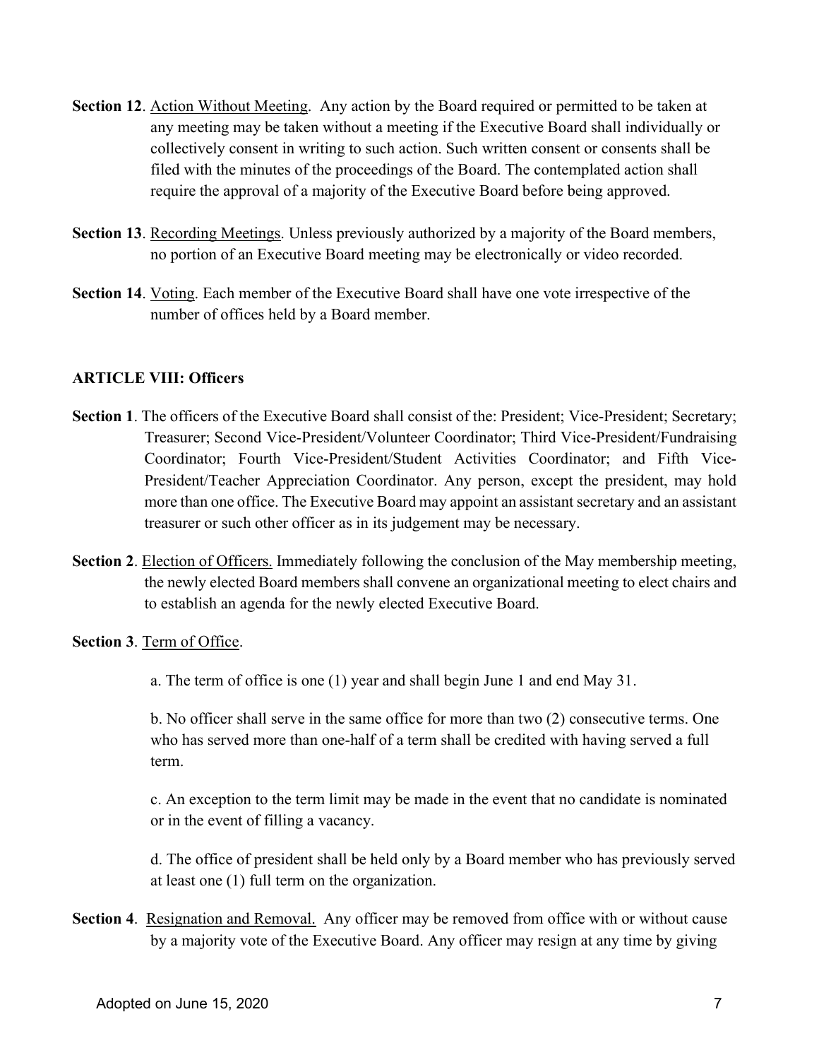**Section 12**. Action Without Meeting. Any action by the Board required or permitted to be taken at any meeting may be taken without a meeting if the Executive Board shall individually or collectively consent in writing to such action. Such written consent or consents shall be filed with the minutes of the proceedings of the Board. The contemplated action shall require the approval of a majority of the Executive Board before being approved.

**Section 13**. Recording Meetings. Unless previously authorized by a majority of the Board members, no portion of an Executive Board meeting may be electronically or video recorded.

**Section 14**. Voting. Each member of the Executive Board shall have one vote irrespective of the number of offices held by a Board member.

## ARTICLE VIII: Officers

**Section 1**. The officers of the Executive Board shall consist of the: President; Vice-President; Secretary; Treasurer; Second Vice-President/Volunteer Coordinator; Third Vice-President/Fundraising Coordinator; Fourth Vice-President/Student Activities Coordinator; and Fifth Vice-President/Teacher Appreciation Coordinator. Any person, except the president, may hold more than one office. The Executive Board may appoint an assistant secretary and an assistant treasurer or such other officer as in its judgement may be necessary.

**Section 2**. Election of Officers. Immediately following the conclusion of the May membership meeting, the newly elected Board members shall convene an organizational meeting to elect chairs and to establish an agenda for the newly elected Executive Board.

**Section 3**. Term of Office.

a. The term of office is one (1) year and shall begin June 1 and end May 31.

b. No officer shall serve in the same office for more than two (2) consecutive terms. One who has served more than one-half of a term shall be credited with having served a full term.

c. An exception to the term limit may be made in the event that no candidate is nominated or in the event of filling a vacancy.

d. The office of president shall be held only by a Board member who has previously served at least one (1) full term on the organization.

**Section 4**. Resignation and Removal. Any officer may be removed from office with or without cause by a majority vote of the Executive Board. Any officer may resign at any time by giving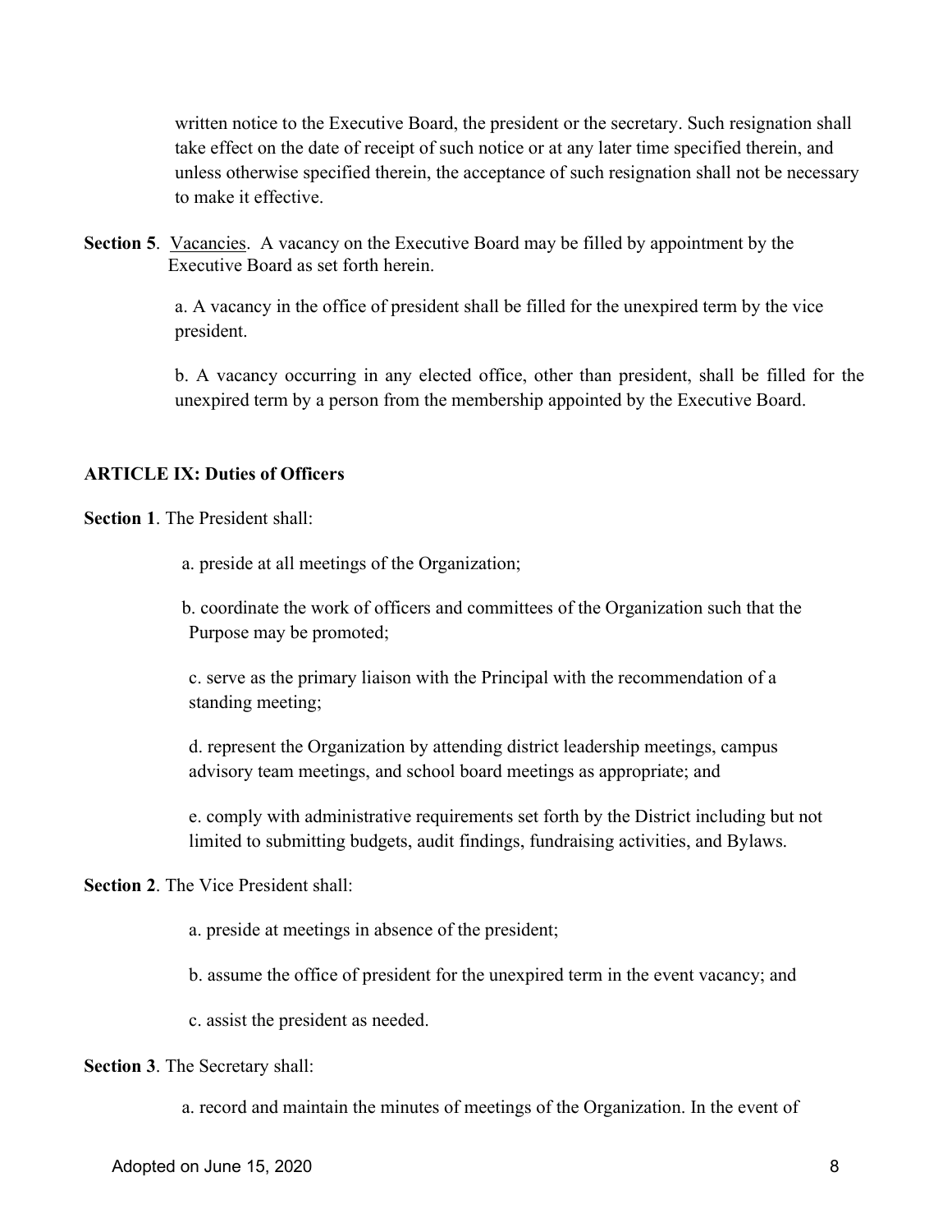written notice to the Executive Board, the president or the secretary. Such resignation shall take effect on the date of receipt of such notice or at any later time specified therein, and unless otherwise specified therein, the acceptance of such resignation shall not be necessary to make it effective.

**Section 5**. Vacancies. A vacancy on the Executive Board may be filled by appointment by the Executive Board as set forth herein.

a. A vacancy in the office of president shall be filled for the unexpired term by the vice president.

b. A vacancy occurring in any elected office, other than president, shall be filled for the unexpired term by a person from the membership appointed by the Executive Board.

## ARTICLE IX: Duties of Officers

**Section 1**. The President shall:

a. preside at all meetings of the Organization;

b. coordinate the work of officers and committees of the Organization such that the Purpose may be promoted;

c. serve as the primary liaison with the Principal with the recommendation of a standing meeting;

d. represent the Organization by attending district leadership meetings, campus advisory team meetings, and school board meetings as appropriate; and

e. comply with administrative requirements set forth by the District including but not limited to submitting budgets, audit findings, fundraising activities, and Bylaws.

**Section 2**. The Vice President shall:

a. preside at meetings in absence of the president;

b. assume the office of president for the unexpired term in the event vacancy; and

c. assist the president as needed.

**Section 3**. The Secretary shall:

a. record and maintain the minutes of meetings of the Organization. In the event of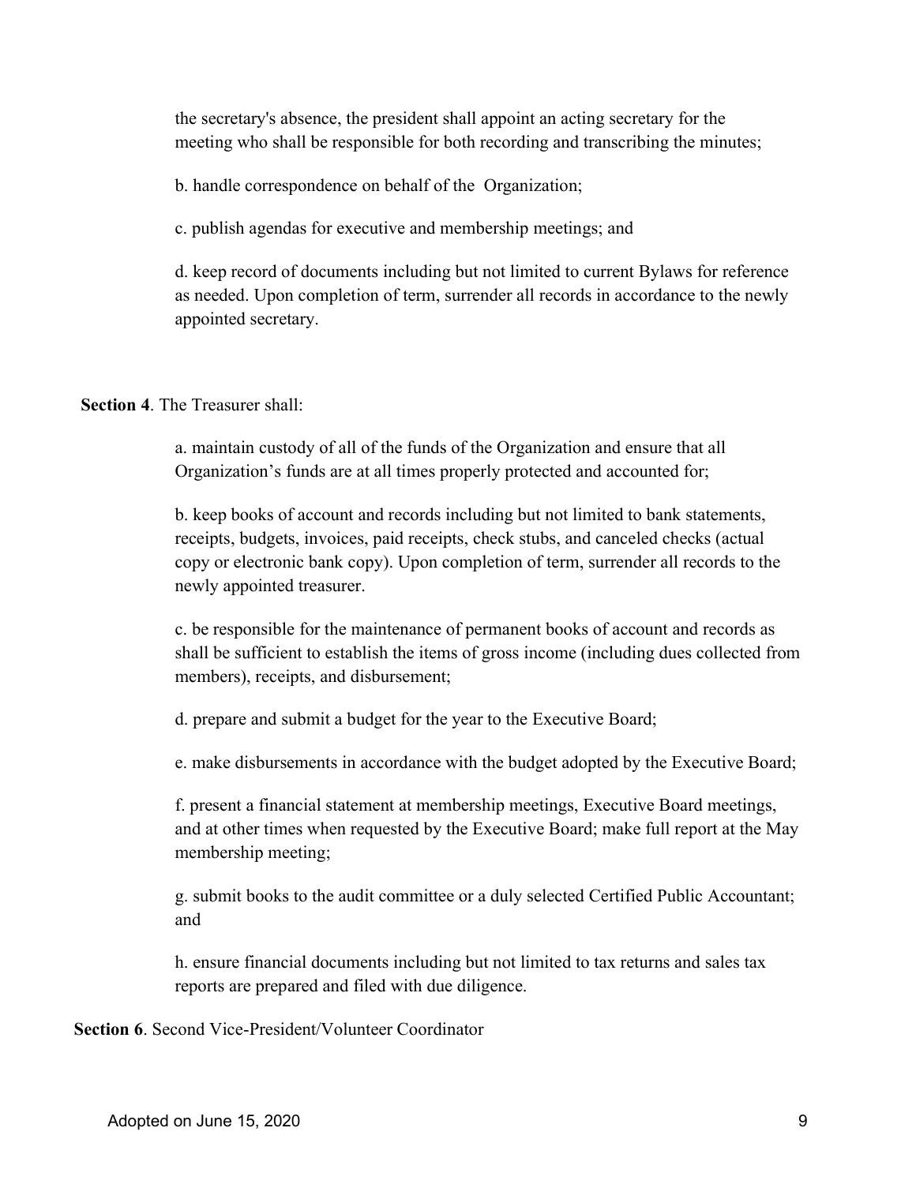the secretary's absence, the president shall appoint an acting secretary for the meeting who shall be responsible for both recording and transcribing the minutes;

b. handle correspondence on behalf of the  Organization;

c. publish agendas for executive and membership meetings; and

d. keep record of documents including but not limited to current Bylaws for reference as needed. Upon completion of term, surrender all records in accordance to the newly appointed secretary.

**Section 4**. The Treasurer shall:

a. maintain custody of all of the funds of the Organization and ensure that all Organization's funds are at all times properly protected and accounted for;

b. keep books of account and records including but not limited to bank statements, receipts, budgets, invoices, paid receipts, check stubs, and canceled checks (actual copy or electronic bank copy). Upon completion of term, surrender all records to the newly appointed treasurer.

c. be responsible for the maintenance of permanent books of account and records as shall be sufficient to establish the items of gross income (including dues collected from members), receipts, and disbursement;

d. prepare and submit a budget for the year to the Executive Board;

e. make disbursements in accordance with the budget adopted by the Executive Board;

f. present a financial statement at membership meetings, Executive Board meetings, and at other times when requested by the Executive Board; make full report at the May membership meeting;

g. submit books to the audit committee or a duly selected Certified Public Accountant; and

h. ensure financial documents including but not limited to tax returns and sales tax reports are prepared and filed with due diligence.

**Section 6**. Second Vice-President/Volunteer Coordinator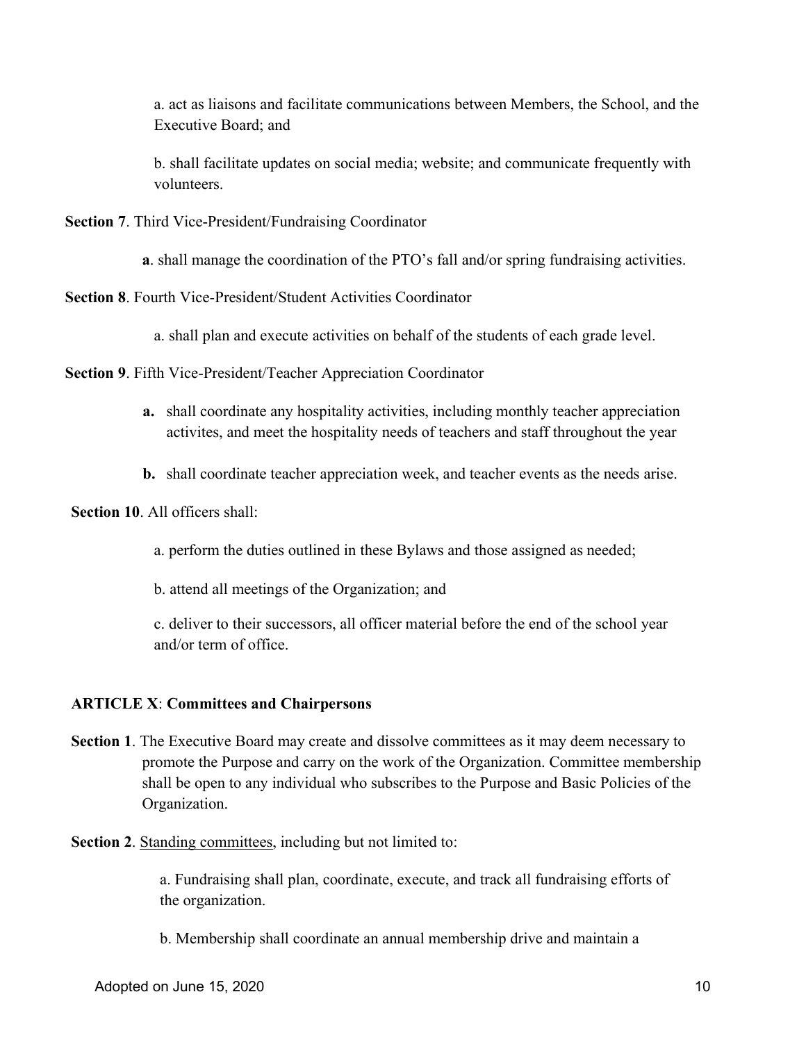a. act as liaisons and facilitate communications between Members, the School, and the Executive Board; and

b. shall facilitate updates on social media; website; and communicate frequently with volunteers.

**Section 7**. Third Vice-President/Fundraising Coordinator

**a**. shall manage the coordination of the PTO's fall and/or spring fundraising activities.

**Section 8**. Fourth Vice-President/Student Activities Coordinator

a. shall plan and execute activities on behalf of the students of each grade level.

**Section 9**. Fifth Vice-President/Teacher Appreciation Coordinator

**a.** shall coordinate any hospitality activities, including monthly teacher appreciation activites, and meet the hospitality needs of teachers and staff throughout the year

**b.** shall coordinate teacher appreciation week, and teacher events as the needs arise.

**Section 10**. All officers shall:

a. perform the duties outlined in these Bylaws and those assigned as needed;

b. attend all meetings of the Organization; and

c. deliver to their successors, all officer material before the end of the school year and/or term of office.

## ARTICLE X: Committees and Chairpersons

**Section 1**. The Executive Board may create and dissolve committees as it may deem necessary to promote the Purpose and carry on the work of the Organization. Committee membership shall be open to any individual who subscribes to the Purpose and Basic Policies of the Organization.

**Section 2**. Standing committees, including but not limited to:

a. Fundraising shall plan, coordinate, execute, and track all fundraising efforts of the organization.

b. Membership shall coordinate an annual membership drive and maintain a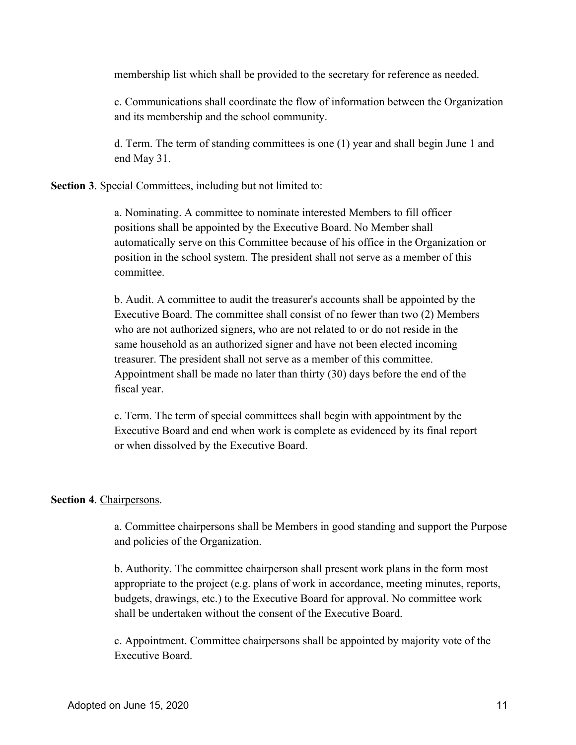membership list which shall be provided to the secretary for reference as needed.

c. Communications shall coordinate the flow of information between the Organization and its membership and the school community.

d. Term. The term of standing committees is one (1) year and shall begin June 1 and end May 31.

**Section 3**. Special Committees, including but not limited to:

a. Nominating. A committee to nominate interested Members to fill officer positions shall be appointed by the Executive Board. No Member shall automatically serve on this Committee because of his office in the Organization or position in the school system. The president shall not serve as a member of this committee.

b. Audit. A committee to audit the treasurer's accounts shall be appointed by the Executive Board. The committee shall consist of no fewer than two (2) Members who are not authorized signers, who are not related to or do not reside in the same household as an authorized signer and have not been elected incoming treasurer. The president shall not serve as a member of this committee. Appointment shall be made no later than thirty (30) days before the end of the fiscal year.

c. Term. The term of special committees shall begin with appointment by the Executive Board and end when work is complete as evidenced by its final report or when dissolved by the Executive Board.

**Section 4**. Chairpersons.

a. Committee chairpersons shall be Members in good standing and support the Purpose and policies of the Organization.

b. Authority. The committee chairperson shall present work plans in the form most appropriate to the project (e.g. plans of work in accordance, meeting minutes, reports, budgets, drawings, etc.) to the Executive Board for approval. No committee work shall be undertaken without the consent of the Executive Board.

c. Appointment. Committee chairpersons shall be appointed by majority vote of the Executive Board.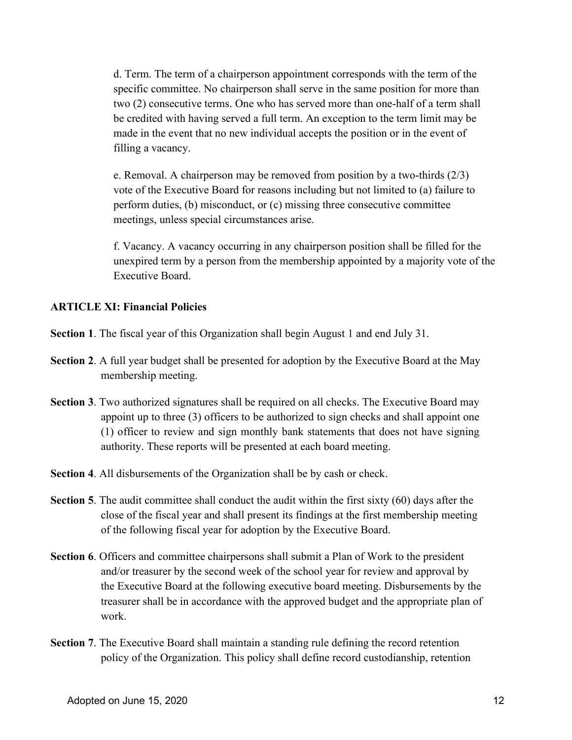d. Term. The term of a chairperson appointment corresponds with the term of the specific committee. No chairperson shall serve in the same position for more than two (2) consecutive terms. One who has served more than one-half of a term shall be credited with having served a full term. An exception to the term limit may be made in the event that no new individual accepts the position or in the event of filling a vacancy.

e. Removal. A chairperson may be removed from position by a two-thirds (2/3) vote of the Executive Board for reasons including but not limited to (a) failure to perform duties, (b) misconduct, or (c) missing three consecutive committee meetings, unless special circumstances arise.

f. Vacancy. A vacancy occurring in any chairperson position shall be filled for the unexpired term by a person from the membership appointed by a majority vote of the Executive Board.

**ARTICLE XI: Financial Policies**

**Section 1**. The fiscal year of this Organization shall begin August 1 and end July 31.

**Section 2**. A full year budget shall be presented for adoption by the Executive Board at the May membership meeting.

**Section 3**. Two authorized signatures shall be required on all checks. The Executive Board may appoint up to three (3) officers to be authorized to sign checks and shall appoint one (1) officer to review and sign monthly bank statements that does not have signing authority. These reports will be presented at each board meeting.

**Section 4**. All disbursements of the Organization shall be by cash or check.

**Section 5**. The audit committee shall conduct the audit within the first sixty (60) days after the close of the fiscal year and shall present its findings at the first membership meeting of the following fiscal year for adoption by the Executive Board.

**Section 6**. Officers and committee chairpersons shall submit a Plan of Work to the president and/or treasurer by the second week of the school year for review and approval by the Executive Board at the following executive board meeting. Disbursements by the treasurer shall be in accordance with the approved budget and the appropriate plan of work.

**Section 7**. The Executive Board shall maintain a standing rule defining the record retention policy of the Organization. This policy shall define record custodianship, retention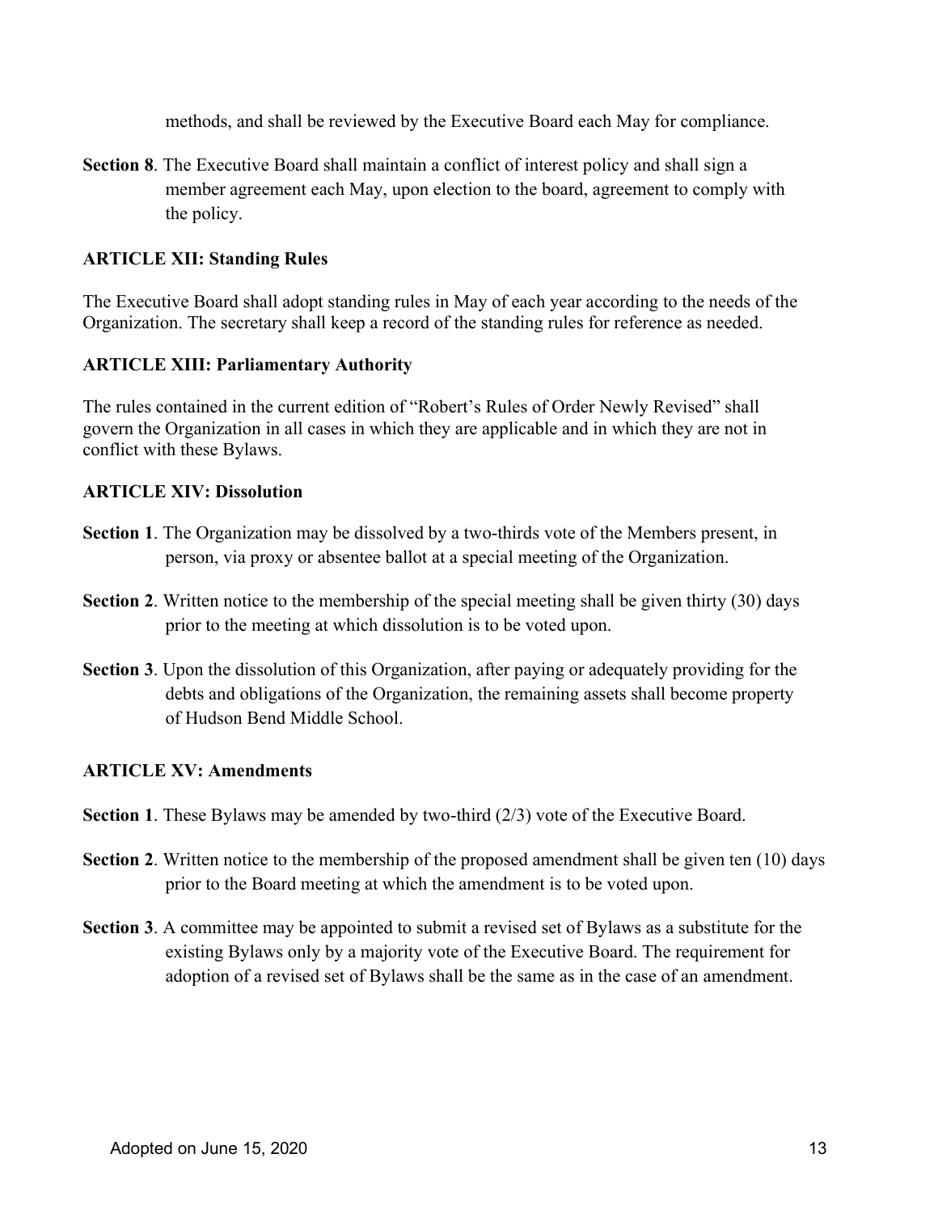methods, and shall be reviewed by the Executive Board each May for compliance.

**Section 8**. The Executive Board shall maintain a conflict of interest policy and shall sign a member agreement each May, upon election to the board, agreement to comply with the policy.

**ARTICLE XII: Standing Rules**

The Executive Board shall adopt standing rules in May of each year according to the needs of the Organization. The secretary shall keep a record of the standing rules for reference as needed.

**ARTICLE XIII: Parliamentary Authority**

The rules contained in the current edition of "Robert's Rules of Order Newly Revised" shall govern the Organization in all cases in which they are applicable and in which they are not in conflict with these Bylaws.

**ARTICLE XIV: Dissolution**

**Section 1**. The Organization may be dissolved by a two-thirds vote of the Members present, in person, via proxy or absentee ballot at a special meeting of the Organization.

**Section 2**. Written notice to the membership of the special meeting shall be given thirty (30) days prior to the meeting at which dissolution is to be voted upon.

**Section 3**. Upon the dissolution of this Organization, after paying or adequately providing for the debts and obligations of the Organization, the remaining assets shall become property of Hudson Bend Middle School.

**ARTICLE XV: Amendments**

**Section 1**. These Bylaws may be amended by two-third (2/3) vote of the Executive Board.

**Section 2**. Written notice to the membership of the proposed amendment shall be given ten (10) days prior to the Board meeting at which the amendment is to be voted upon.

**Section 3**. A committee may be appointed to submit a revised set of Bylaws as a substitute for the existing Bylaws only by a majority vote of the Executive Board. The requirement for adoption of a revised set of Bylaws shall be the same as in the case of an amendment.

Adopted on June 15, 2020